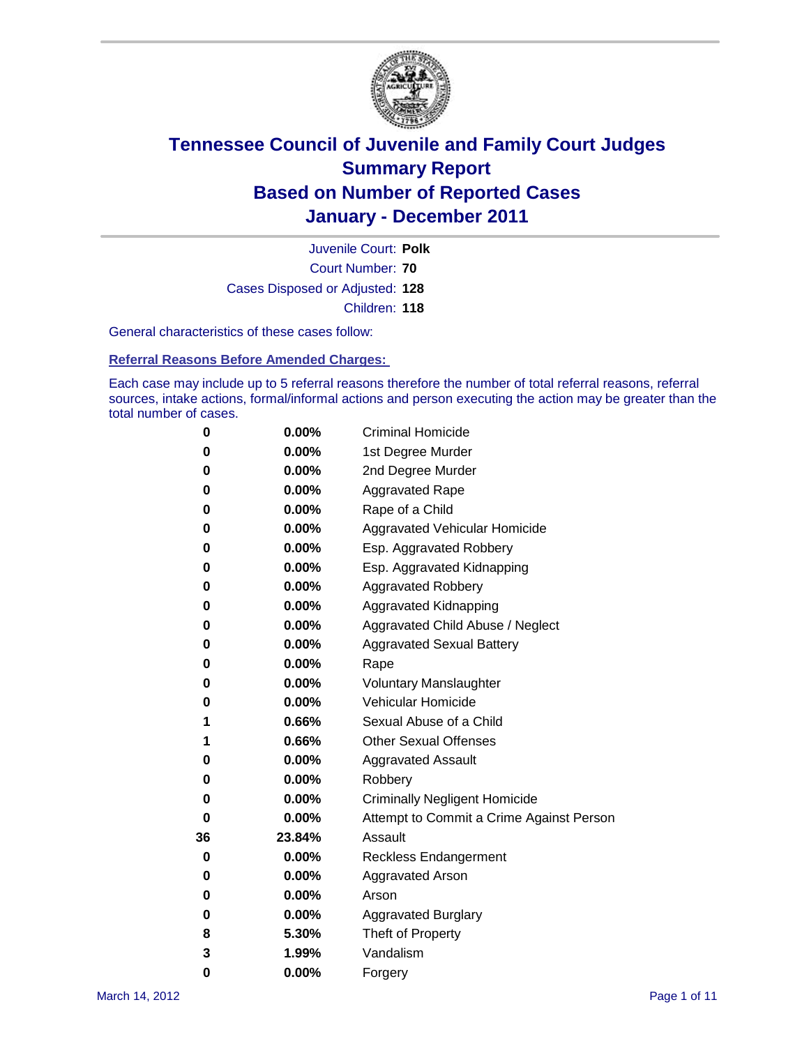# Tennessee Council of Juvenile and Family Court Judges
## Summary Report
## Based on Number of Reported Cases
## January - December 2011

Juvenile Court: **Polk**

Court Number: **70**

Cases Disposed or Adjusted: **128**

Children: **118**

General characteristics of these cases follow:

**Referral Reasons Before Amended Charges:**

Each case may include up to 5 referral reasons therefore the number of total referral reasons, referral sources, intake actions, formal/informal actions and person executing the action may be greater than the total number of cases.

| | | |
|---|---|---|
| 0 | 0.00% | Criminal Homicide |
| 0 | 0.00% | 1st Degree Murder |
| 0 | 0.00% | 2nd Degree Murder |
| 0 | 0.00% | Aggravated Rape |
| 0 | 0.00% | Rape of a Child |
| 0 | 0.00% | Aggravated Vehicular Homicide |
| 0 | 0.00% | Esp. Aggravated Robbery |
| 0 | 0.00% | Esp. Aggravated Kidnapping |
| 0 | 0.00% | Aggravated Robbery |
| 0 | 0.00% | Aggravated Kidnapping |
| 0 | 0.00% | Aggravated Child Abuse / Neglect |
| 0 | 0.00% | Aggravated Sexual Battery |
| 0 | 0.00% | Rape |
| 0 | 0.00% | Voluntary Manslaughter |
| 0 | 0.00% | Vehicular Homicide |
| 1 | 0.66% | Sexual Abuse of a Child |
| 1 | 0.66% | Other Sexual Offenses |
| 0 | 0.00% | Aggravated Assault |
| 0 | 0.00% | Robbery |
| 0 | 0.00% | Criminally Negligent Homicide |
| 0 | 0.00% | Attempt to Commit a Crime Against Person |
| 36 | 23.84% | Assault |
| 0 | 0.00% | Reckless Endangerment |
| 0 | 0.00% | Aggravated Arson |
| 0 | 0.00% | Arson |
| 0 | 0.00% | Aggravated Burglary |
| 8 | 5.30% | Theft of Property |
| 3 | 1.99% | Vandalism |
| 0 | 0.00% | Forgery |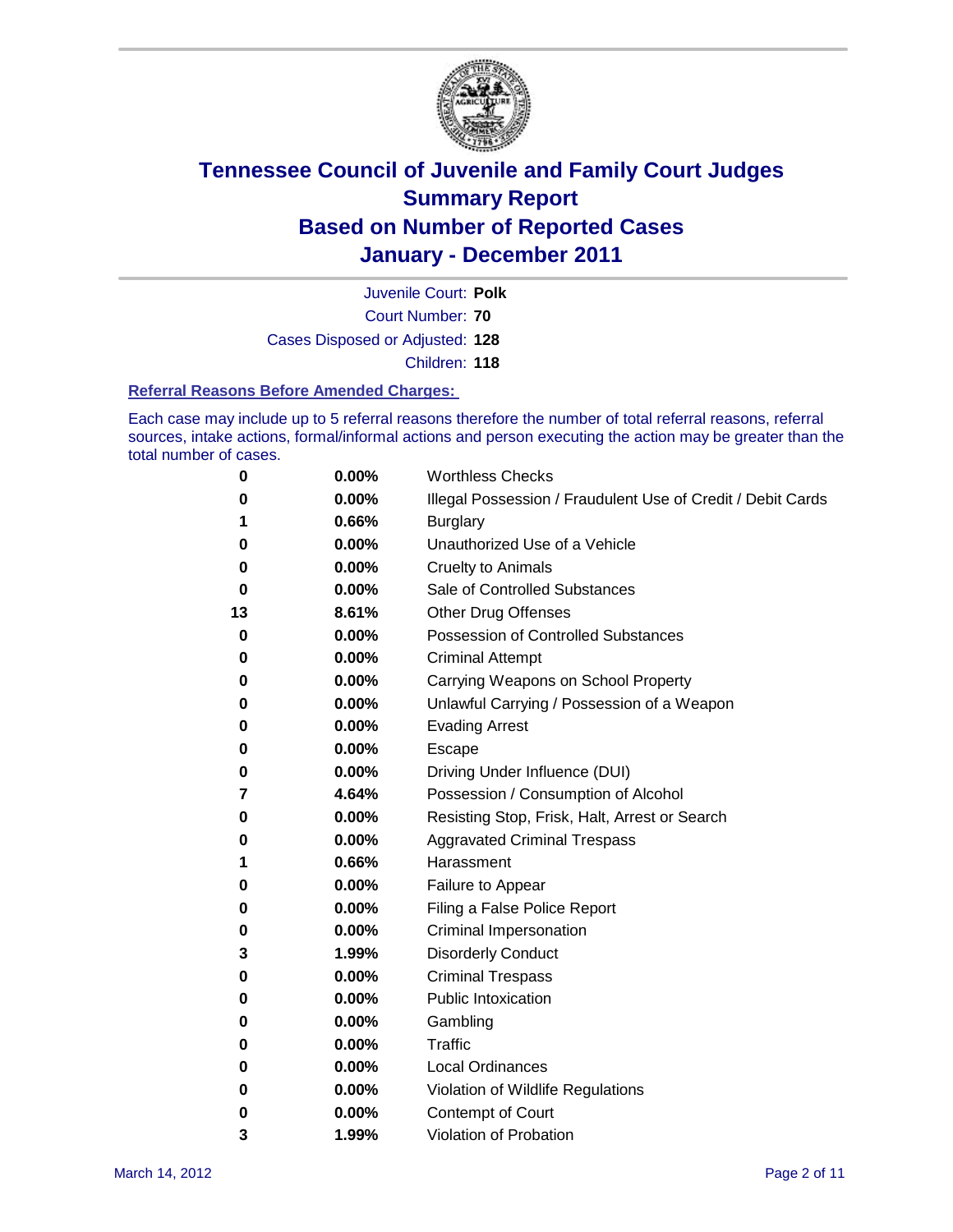# Tennessee Council of Juvenile and Family Court Judges
# Summary Report
# Based on Number of Reported Cases
# January - December 2011

Juvenile Court: **Polk**

Court Number: **70**

Cases Disposed or Adjusted: **128**

Children: **118**

### Referral Reasons Before Amended Charges:

Each case may include up to 5 referral reasons therefore the number of total referral reasons, referral sources, intake actions, formal/informal actions and person executing the action may be greater than the total number of cases.

| | | |
|---|---|---|
| 0 | 0.00% | Worthless Checks |
| 0 | 0.00% | Illegal Possession / Fraudulent Use of Credit / Debit Cards |
| 1 | 0.66% | Burglary |
| 0 | 0.00% | Unauthorized Use of a Vehicle |
| 0 | 0.00% | Cruelty to Animals |
| 0 | 0.00% | Sale of Controlled Substances |
| 13 | 8.61% | Other Drug Offenses |
| 0 | 0.00% | Possession of Controlled Substances |
| 0 | 0.00% | Criminal Attempt |
| 0 | 0.00% | Carrying Weapons on School Property |
| 0 | 0.00% | Unlawful Carrying / Possession of a Weapon |
| 0 | 0.00% | Evading Arrest |
| 0 | 0.00% | Escape |
| 0 | 0.00% | Driving Under Influence (DUI) |
| 7 | 4.64% | Possession / Consumption of Alcohol |
| 0 | 0.00% | Resisting Stop, Frisk, Halt, Arrest or Search |
| 0 | 0.00% | Aggravated Criminal Trespass |
| 1 | 0.66% | Harassment |
| 0 | 0.00% | Failure to Appear |
| 0 | 0.00% | Filing a False Police Report |
| 0 | 0.00% | Criminal Impersonation |
| 3 | 1.99% | Disorderly Conduct |
| 0 | 0.00% | Criminal Trespass |
| 0 | 0.00% | Public Intoxication |
| 0 | 0.00% | Gambling |
| 0 | 0.00% | Traffic |
| 0 | 0.00% | Local Ordinances |
| 0 | 0.00% | Violation of Wildlife Regulations |
| 0 | 0.00% | Contempt of Court |
| 3 | 1.99% | Violation of Probation |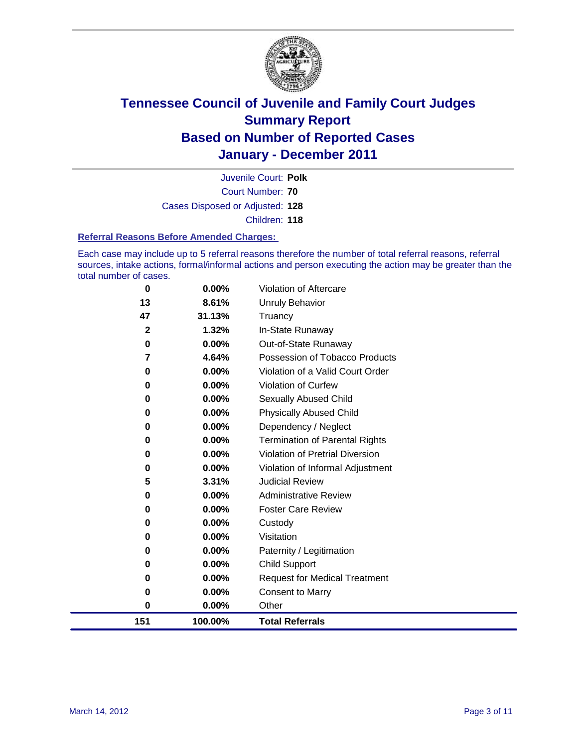# Tennessee Council of Juvenile and Family Court Judges
## Summary Report
## Based on Number of Reported Cases
## January - December 2011

Juvenile Court: **Polk**
Court Number: **70**
Cases Disposed or Adjusted: **128**
Children: **118**

### Referral Reasons Before Amended Charges:

Each case may include up to 5 referral reasons therefore the number of total referral reasons, referral sources, intake actions, formal/informal actions and person executing the action may be greater than the total number of cases.

| Count | Percent | Referral Reason |
|---|---|---|
| 0 | 0.00% | Violation of Aftercare |
| 13 | 8.61% | Unruly Behavior |
| 47 | 31.13% | Truancy |
| 2 | 1.32% | In-State Runaway |
| 0 | 0.00% | Out-of-State Runaway |
| 7 | 4.64% | Possession of Tobacco Products |
| 0 | 0.00% | Violation of a Valid Court Order |
| 0 | 0.00% | Violation of Curfew |
| 0 | 0.00% | Sexually Abused Child |
| 0 | 0.00% | Physically Abused Child |
| 0 | 0.00% | Dependency / Neglect |
| 0 | 0.00% | Termination of Parental Rights |
| 0 | 0.00% | Violation of Pretrial Diversion |
| 0 | 0.00% | Violation of Informal Adjustment |
| 5 | 3.31% | Judicial Review |
| 0 | 0.00% | Administrative Review |
| 0 | 0.00% | Foster Care Review |
| 0 | 0.00% | Custody |
| 0 | 0.00% | Visitation |
| 0 | 0.00% | Paternity / Legitimation |
| 0 | 0.00% | Child Support |
| 0 | 0.00% | Request for Medical Treatment |
| 0 | 0.00% | Consent to Marry |
| 0 | 0.00% | Other |
| **151** | **100.00%** | **Total Referrals** |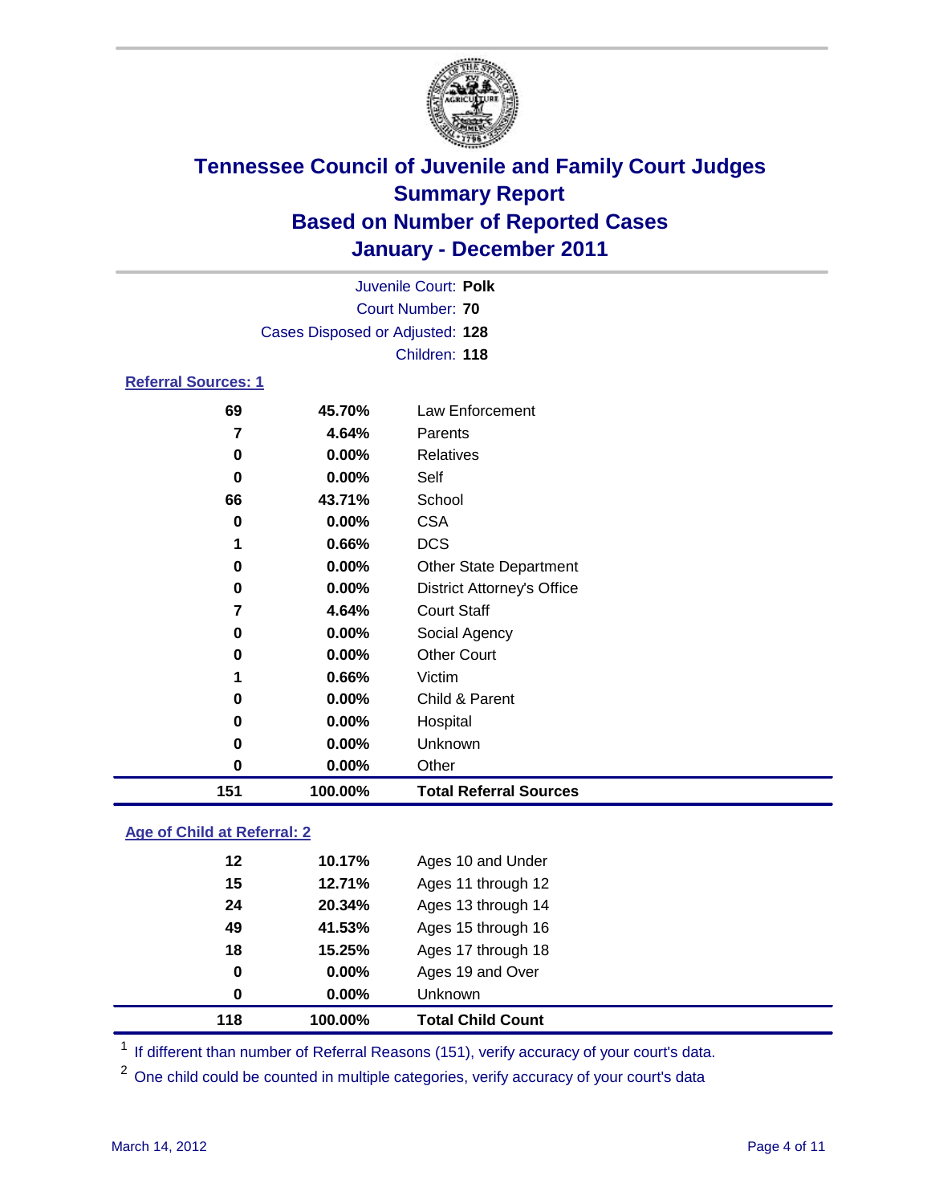# Tennessee Council of Juvenile and Family Court Judges
## Summary Report
## Based on Number of Reported Cases
## January - December 2011

Juvenile Court: **Polk**
Court Number: **70**
Cases Disposed or Adjusted: **128**
Children: **118**

### Referral Sources: 1

| | | |
|---|---|---|
| 69 | 45.70% | Law Enforcement |
| 7 | 4.64% | Parents |
| 0 | 0.00% | Relatives |
| 0 | 0.00% | Self |
| 66 | 43.71% | School |
| 0 | 0.00% | CSA |
| 1 | 0.66% | DCS |
| 0 | 0.00% | Other State Department |
| 0 | 0.00% | District Attorney's Office |
| 7 | 4.64% | Court Staff |
| 0 | 0.00% | Social Agency |
| 0 | 0.00% | Other Court |
| 1 | 0.66% | Victim |
| 0 | 0.00% | Child & Parent |
| 0 | 0.00% | Hospital |
| 0 | 0.00% | Unknown |
| 0 | 0.00% | Other |
| **151** | **100.00%** | **Total Referral Sources** |

### Age of Child at Referral: 2

| | | |
|---|---|---|
| 12 | 10.17% | Ages 10 and Under |
| 15 | 12.71% | Ages 11 through 12 |
| 24 | 20.34% | Ages 13 through 14 |
| 49 | 41.53% | Ages 15 through 16 |
| 18 | 15.25% | Ages 17 through 18 |
| 0 | 0.00% | Ages 19 and Over |
| 0 | 0.00% | Unknown |
| **118** | **100.00%** | **Total Child Count** |

[1] If different than number of Referral Reasons (151), verify accuracy of your court's data.

[2] One child could be counted in multiple categories, verify accuracy of your court's data

March 14, 2012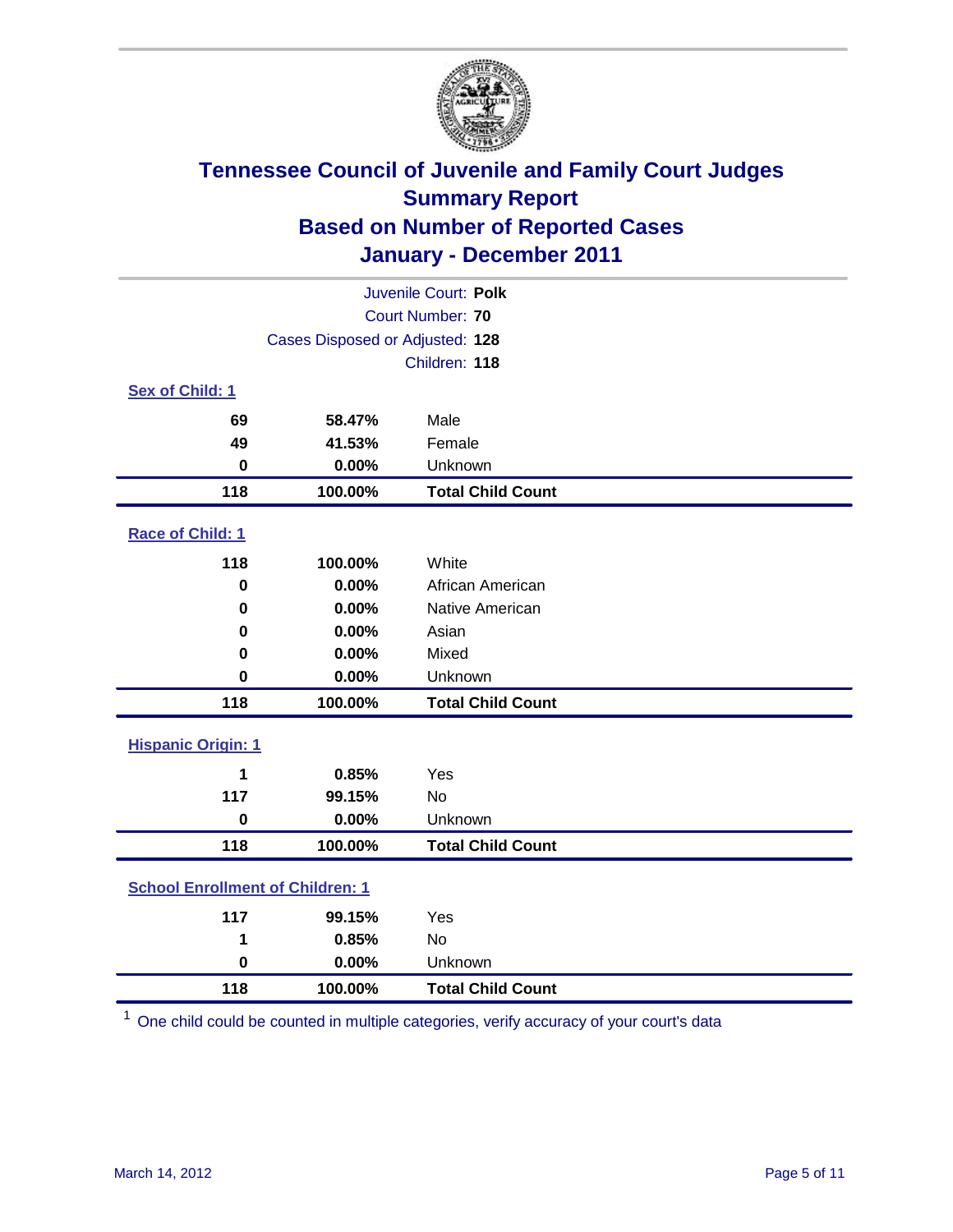# Tennessee Council of Juvenile and Family Court Judges
## Summary Report
## Based on Number of Reported Cases
## January - December 2011

Juvenile Court: **Polk**
Court Number: **70**
Cases Disposed or Adjusted: **128**
Children: **118**

### Sex of Child: 1

| Count | Percent | Category |
|---|---|---|
| 69 | 58.47% | Male |
| 49 | 41.53% | Female |
| 0 | 0.00% | Unknown |
| **118** | **100.00%** | **Total Child Count** |

### Race of Child: 1

| Count | Percent | Category |
|---|---|---|
| 118 | 100.00% | White |
| 0 | 0.00% | African American |
| 0 | 0.00% | Native American |
| 0 | 0.00% | Asian |
| 0 | 0.00% | Mixed |
| 0 | 0.00% | Unknown |
| **118** | **100.00%** | **Total Child Count** |

### Hispanic Origin: 1

| Count | Percent | Category |
|---|---|---|
| 1 | 0.85% | Yes |
| 117 | 99.15% | No |
| 0 | 0.00% | Unknown |
| **118** | **100.00%** | **Total Child Count** |

### School Enrollment of Children: 1

| Count | Percent | Category |
|---|---|---|
| 117 | 99.15% | Yes |
| 1 | 0.85% | No |
| 0 | 0.00% | Unknown |
| **118** | **100.00%** | **Total Child Count** |

[1] One child could be counted in multiple categories, verify accuracy of your court's data

March 14, 2012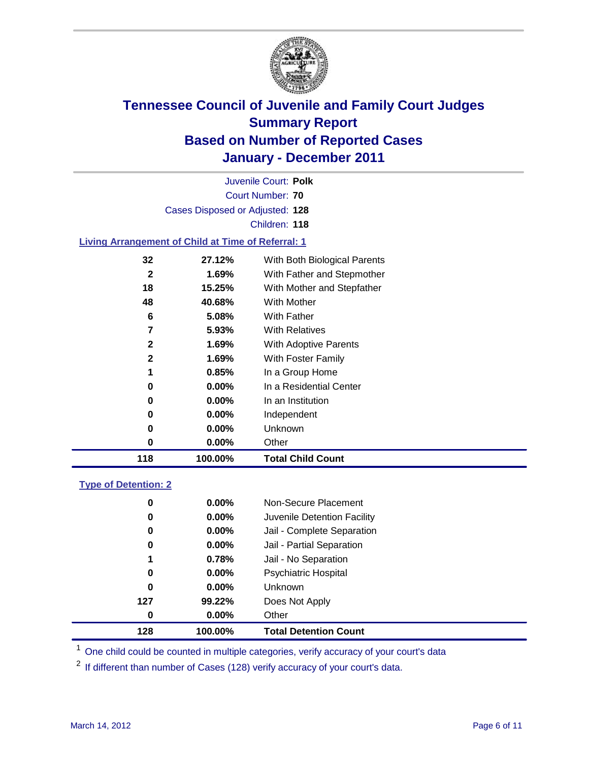# Tennessee Council of Juvenile and Family Court Judges
## Summary Report
## Based on Number of Reported Cases
## January - December 2011

Juvenile Court: **Polk**

Court Number: **70**

Cases Disposed or Adjusted: **128**

Children: **118**

### Living Arrangement of Child at Time of Referral: 1

| Count | Percent | Category |
|---|---|---|
| 32 | 27.12% | With Both Biological Parents |
| 2 | 1.69% | With Father and Stepmother |
| 18 | 15.25% | With Mother and Stepfather |
| 48 | 40.68% | With Mother |
| 6 | 5.08% | With Father |
| 7 | 5.93% | With Relatives |
| 2 | 1.69% | With Adoptive Parents |
| 2 | 1.69% | With Foster Family |
| 1 | 0.85% | In a Group Home |
| 0 | 0.00% | In a Residential Center |
| 0 | 0.00% | In an Institution |
| 0 | 0.00% | Independent |
| 0 | 0.00% | Unknown |
| 0 | 0.00% | Other |
| **118** | **100.00%** | **Total Child Count** |

### Type of Detention: 2

| Count | Percent | Category |
|---|---|---|
| 0 | 0.00% | Non-Secure Placement |
| 0 | 0.00% | Juvenile Detention Facility |
| 0 | 0.00% | Jail - Complete Separation |
| 0 | 0.00% | Jail - Partial Separation |
| 1 | 0.78% | Jail - No Separation |
| 0 | 0.00% | Psychiatric Hospital |
| 0 | 0.00% | Unknown |
| 127 | 99.22% | Does Not Apply |
| 0 | 0.00% | Other |
| **128** | **100.00%** | **Total Detention Count** |

[1] One child could be counted in multiple categories, verify accuracy of your court's data

[2] If different than number of Cases (128) verify accuracy of your court's data.

March 14, 2012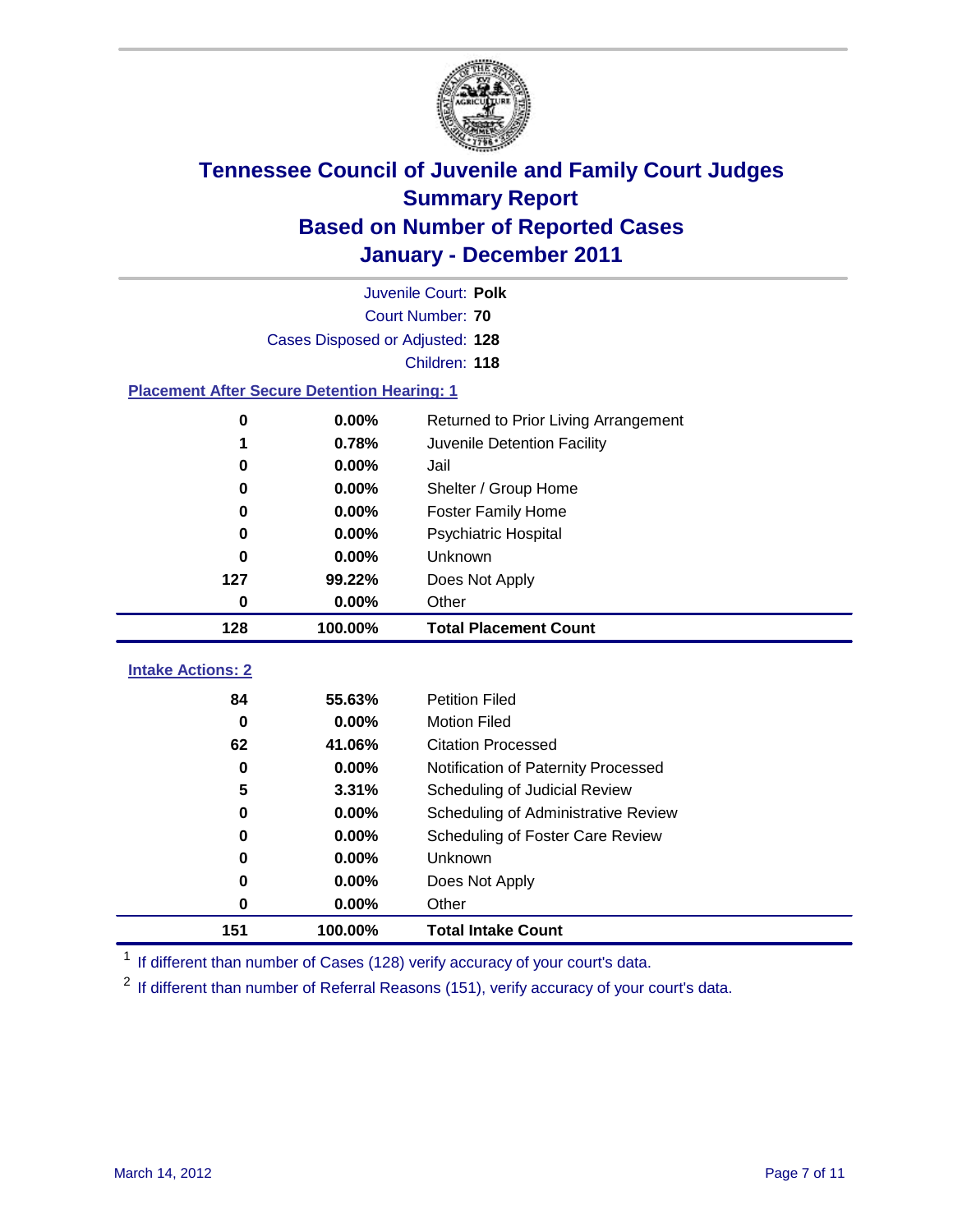# Tennessee Council of Juvenile and Family Court Judges
## Summary Report
## Based on Number of Reported Cases
## January - December 2011

Juvenile Court: **Polk**

Court Number: **70**

Cases Disposed or Adjusted: **128**

Children: **118**

### Placement After Secure Detention Hearing: 1

| Count | Percent | Placement |
|---|---|---|
| 0 | 0.00% | Returned to Prior Living Arrangement |
| 1 | 0.78% | Juvenile Detention Facility |
| 0 | 0.00% | Jail |
| 0 | 0.00% | Shelter / Group Home |
| 0 | 0.00% | Foster Family Home |
| 0 | 0.00% | Psychiatric Hospital |
| 0 | 0.00% | Unknown |
| 127 | 99.22% | Does Not Apply |
| 0 | 0.00% | Other |
| **128** | **100.00%** | **Total Placement Count** |

### Intake Actions: 2

| Count | Percent | Intake Action |
|---|---|---|
| 84 | 55.63% | Petition Filed |
| 0 | 0.00% | Motion Filed |
| 62 | 41.06% | Citation Processed |
| 0 | 0.00% | Notification of Paternity Processed |
| 5 | 3.31% | Scheduling of Judicial Review |
| 0 | 0.00% | Scheduling of Administrative Review |
| 0 | 0.00% | Scheduling of Foster Care Review |
| 0 | 0.00% | Unknown |
| 0 | 0.00% | Does Not Apply |
| 0 | 0.00% | Other |
| **151** | **100.00%** | **Total Intake Count** |

[1] If different than number of Cases (128) verify accuracy of your court's data.

[2] If different than number of Referral Reasons (151), verify accuracy of your court's data.

March 14, 2012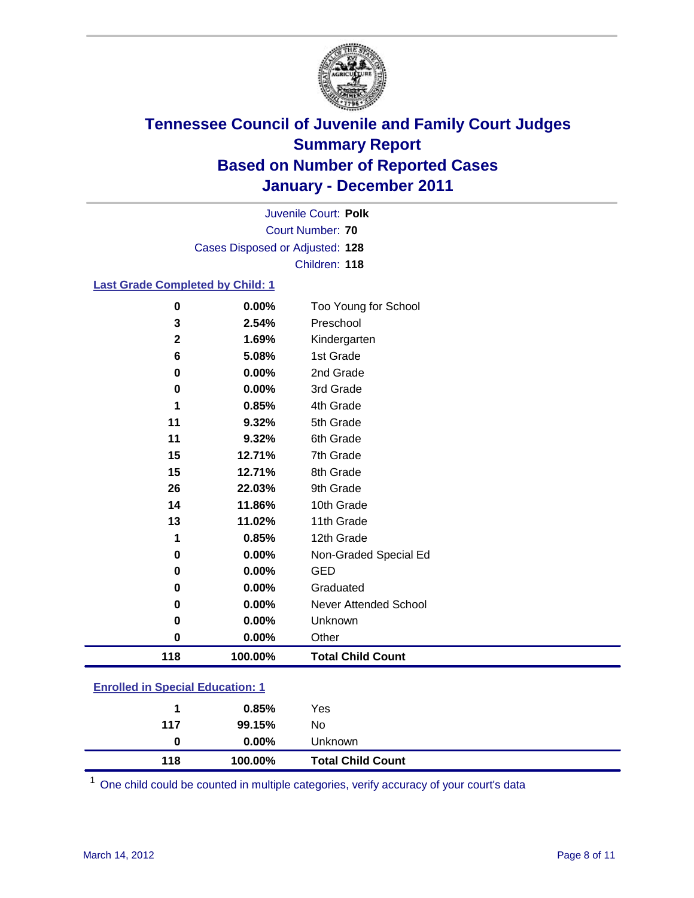# Tennessee Council of Juvenile and Family Court Judges
## Summary Report
## Based on Number of Reported Cases
## January - December 2011

Juvenile Court: **Polk**
Court Number: **70**
Cases Disposed or Adjusted: **128**
Children: **118**

### Last Grade Completed by Child: 1

| Count | Percent | Category |
|---|---|---|
| 0 | 0.00% | Too Young for School |
| 3 | 2.54% | Preschool |
| 2 | 1.69% | Kindergarten |
| 6 | 5.08% | 1st Grade |
| 0 | 0.00% | 2nd Grade |
| 0 | 0.00% | 3rd Grade |
| 1 | 0.85% | 4th Grade |
| 11 | 9.32% | 5th Grade |
| 11 | 9.32% | 6th Grade |
| 15 | 12.71% | 7th Grade |
| 15 | 12.71% | 8th Grade |
| 26 | 22.03% | 9th Grade |
| 14 | 11.86% | 10th Grade |
| 13 | 11.02% | 11th Grade |
| 1 | 0.85% | 12th Grade |
| 0 | 0.00% | Non-Graded Special Ed |
| 0 | 0.00% | GED |
| 0 | 0.00% | Graduated |
| 0 | 0.00% | Never Attended School |
| 0 | 0.00% | Unknown |
| 0 | 0.00% | Other |
| **118** | **100.00%** | **Total Child Count** |

### Enrolled in Special Education: 1

| Count | Percent | Category |
|---|---|---|
| 1 | 0.85% | Yes |
| 117 | 99.15% | No |
| 0 | 0.00% | Unknown |
| **118** | **100.00%** | **Total Child Count** |

[1] One child could be counted in multiple categories, verify accuracy of your court's data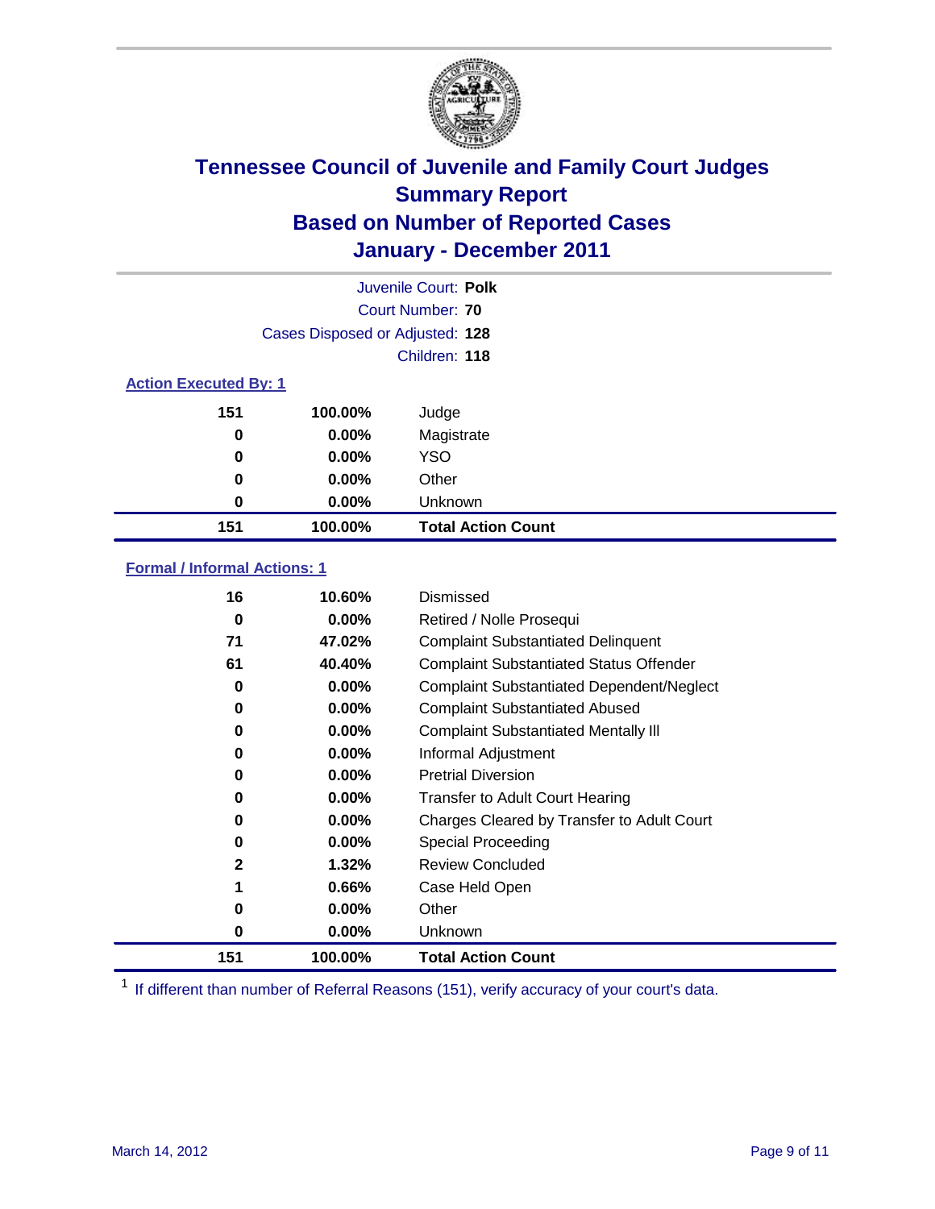# Tennessee Council of Juvenile and Family Court Judges
## Summary Report
## Based on Number of Reported Cases
## January - December 2011

Juvenile Court: **Polk**
Court Number: **70**
Cases Disposed or Adjusted: **128**
Children: **118**

### Action Executed By: 1

| Count | Percent | Action |
|---|---|---|
| 151 | 100.00% | Judge |
| 0 | 0.00% | Magistrate |
| 0 | 0.00% | YSO |
| 0 | 0.00% | Other |
| 0 | 0.00% | Unknown |
| **151** | **100.00%** | **Total Action Count** |

### Formal / Informal Actions: 1

| Count | Percent | Action |
|---|---|---|
| 16 | 10.60% | Dismissed |
| 0 | 0.00% | Retired / Nolle Prosequi |
| 71 | 47.02% | Complaint Substantiated Delinquent |
| 61 | 40.40% | Complaint Substantiated Status Offender |
| 0 | 0.00% | Complaint Substantiated Dependent/Neglect |
| 0 | 0.00% | Complaint Substantiated Abused |
| 0 | 0.00% | Complaint Substantiated Mentally Ill |
| 0 | 0.00% | Informal Adjustment |
| 0 | 0.00% | Pretrial Diversion |
| 0 | 0.00% | Transfer to Adult Court Hearing |
| 0 | 0.00% | Charges Cleared by Transfer to Adult Court |
| 0 | 0.00% | Special Proceeding |
| 2 | 1.32% | Review Concluded |
| 1 | 0.66% | Case Held Open |
| 0 | 0.00% | Other |
| 0 | 0.00% | Unknown |
| **151** | **100.00%** | **Total Action Count** |

[1] If different than number of Referral Reasons (151), verify accuracy of your court's data.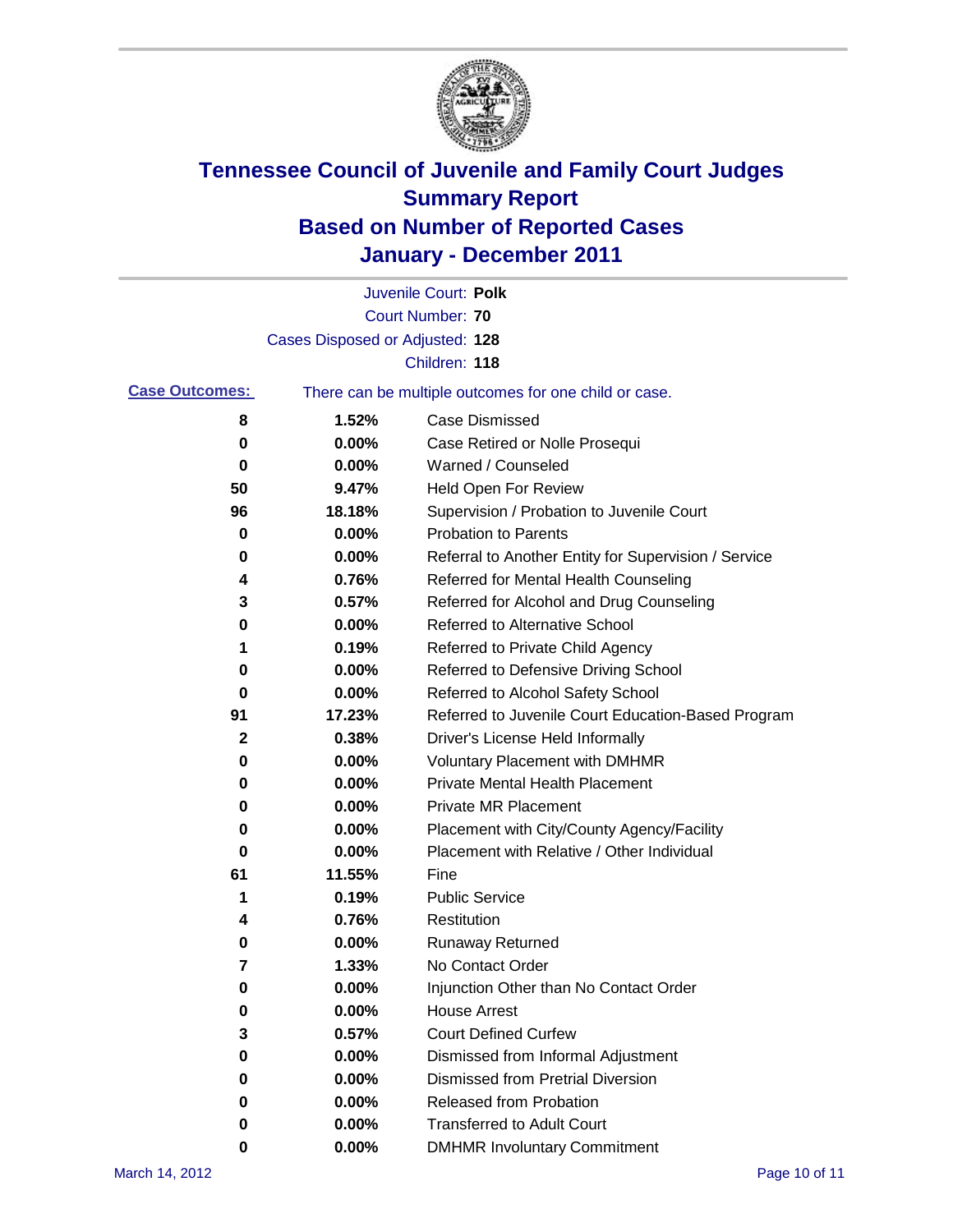# Tennessee Council of Juvenile and Family Court Judges
## Summary Report
## Based on Number of Reported Cases
## January - December 2011

Juvenile Court: **Polk**
Court Number: **70**
Cases Disposed or Adjusted: **128**
Children: **118**

**Case Outcomes:** There can be multiple outcomes for one child or case.

| Count | Percent | Outcome |
|---|---|---|
| 8 | 1.52% | Case Dismissed |
| 0 | 0.00% | Case Retired or Nolle Prosequi |
| 0 | 0.00% | Warned / Counseled |
| 50 | 9.47% | Held Open For Review |
| 96 | 18.18% | Supervision / Probation to Juvenile Court |
| 0 | 0.00% | Probation to Parents |
| 0 | 0.00% | Referral to Another Entity for Supervision / Service |
| 4 | 0.76% | Referred for Mental Health Counseling |
| 3 | 0.57% | Referred for Alcohol and Drug Counseling |
| 0 | 0.00% | Referred to Alternative School |
| 1 | 0.19% | Referred to Private Child Agency |
| 0 | 0.00% | Referred to Defensive Driving School |
| 0 | 0.00% | Referred to Alcohol Safety School |
| 91 | 17.23% | Referred to Juvenile Court Education-Based Program |
| 2 | 0.38% | Driver's License Held Informally |
| 0 | 0.00% | Voluntary Placement with DMHMR |
| 0 | 0.00% | Private Mental Health Placement |
| 0 | 0.00% | Private MR Placement |
| 0 | 0.00% | Placement with City/County Agency/Facility |
| 0 | 0.00% | Placement with Relative / Other Individual |
| 61 | 11.55% | Fine |
| 1 | 0.19% | Public Service |
| 4 | 0.76% | Restitution |
| 0 | 0.00% | Runaway Returned |
| 7 | 1.33% | No Contact Order |
| 0 | 0.00% | Injunction Other than No Contact Order |
| 0 | 0.00% | House Arrest |
| 3 | 0.57% | Court Defined Curfew |
| 0 | 0.00% | Dismissed from Informal Adjustment |
| 0 | 0.00% | Dismissed from Pretrial Diversion |
| 0 | 0.00% | Released from Probation |
| 0 | 0.00% | Transferred to Adult Court |
| 0 | 0.00% | DMHMR Involuntary Commitment |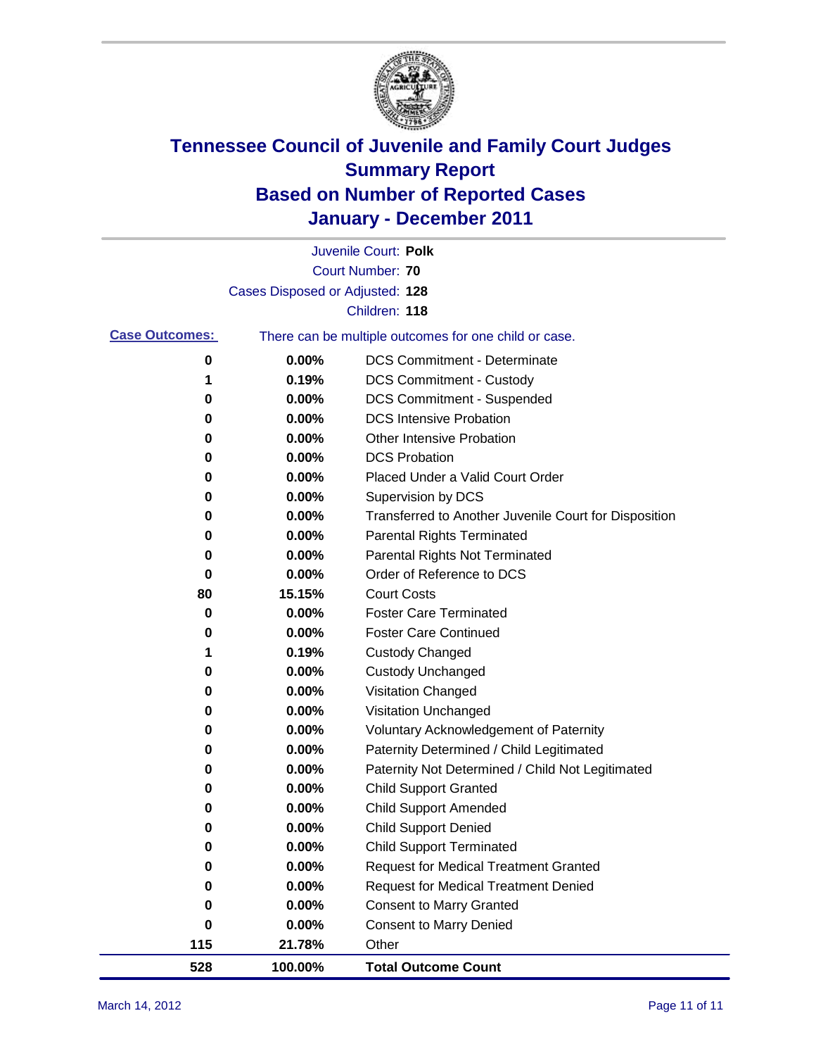# Tennessee Council of Juvenile and Family Court Judges
## Summary Report
## Based on Number of Reported Cases
## January - December 2011

Juvenile Court: **Polk**

Court Number: **70**

Cases Disposed or Adjusted: **128**

Children: **118**

**Case Outcomes:** There can be multiple outcomes for one child or case.

| | | |
|---|---|---|
| 0 | 0.00% | DCS Commitment - Determinate |
| 1 | 0.19% | DCS Commitment - Custody |
| 0 | 0.00% | DCS Commitment - Suspended |
| 0 | 0.00% | DCS Intensive Probation |
| 0 | 0.00% | Other Intensive Probation |
| 0 | 0.00% | DCS Probation |
| 0 | 0.00% | Placed Under a Valid Court Order |
| 0 | 0.00% | Supervision by DCS |
| 0 | 0.00% | Transferred to Another Juvenile Court for Disposition |
| 0 | 0.00% | Parental Rights Terminated |
| 0 | 0.00% | Parental Rights Not Terminated |
| 0 | 0.00% | Order of Reference to DCS |
| 80 | 15.15% | Court Costs |
| 0 | 0.00% | Foster Care Terminated |
| 0 | 0.00% | Foster Care Continued |
| 1 | 0.19% | Custody Changed |
| 0 | 0.00% | Custody Unchanged |
| 0 | 0.00% | Visitation Changed |
| 0 | 0.00% | Visitation Unchanged |
| 0 | 0.00% | Voluntary Acknowledgement of Paternity |
| 0 | 0.00% | Paternity Determined / Child Legitimated |
| 0 | 0.00% | Paternity Not Determined / Child Not Legitimated |
| 0 | 0.00% | Child Support Granted |
| 0 | 0.00% | Child Support Amended |
| 0 | 0.00% | Child Support Denied |
| 0 | 0.00% | Child Support Terminated |
| 0 | 0.00% | Request for Medical Treatment Granted |
| 0 | 0.00% | Request for Medical Treatment Denied |
| 0 | 0.00% | Consent to Marry Granted |
| 0 | 0.00% | Consent to Marry Denied |
| 115 | 21.78% | Other |
| **528** | **100.00%** | **Total Outcome Count** |